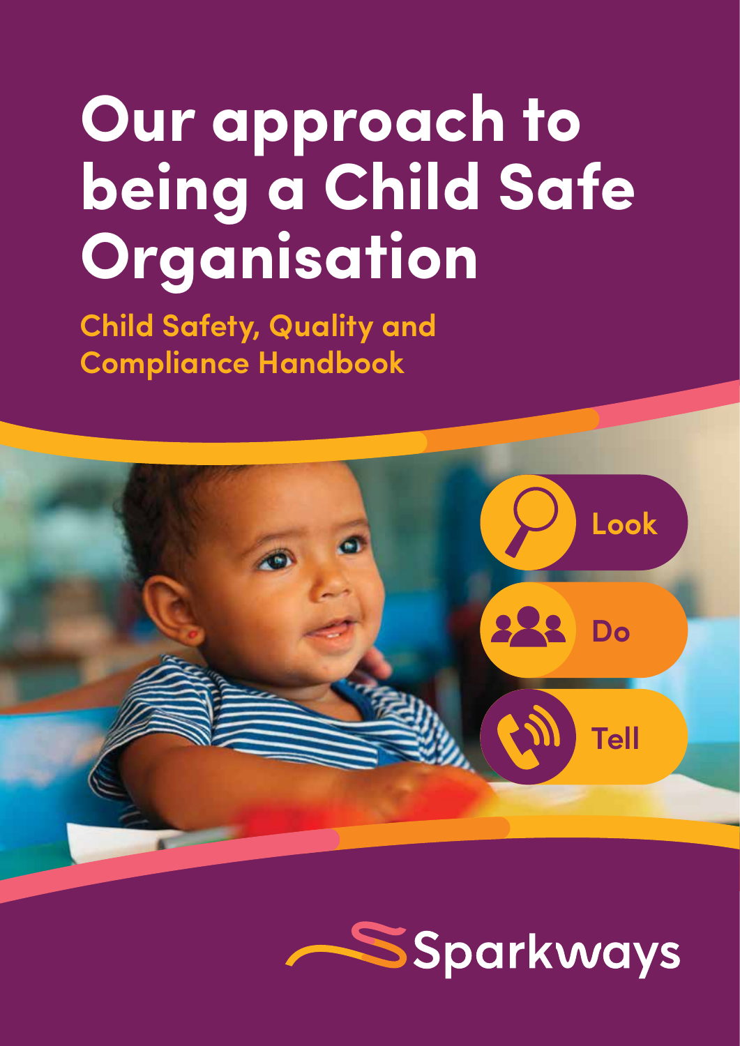# Our approach to being a Child Safe Organisation

## Child Safety, Quality and Compliance Handbook

Look

Do

Tell

Sparkways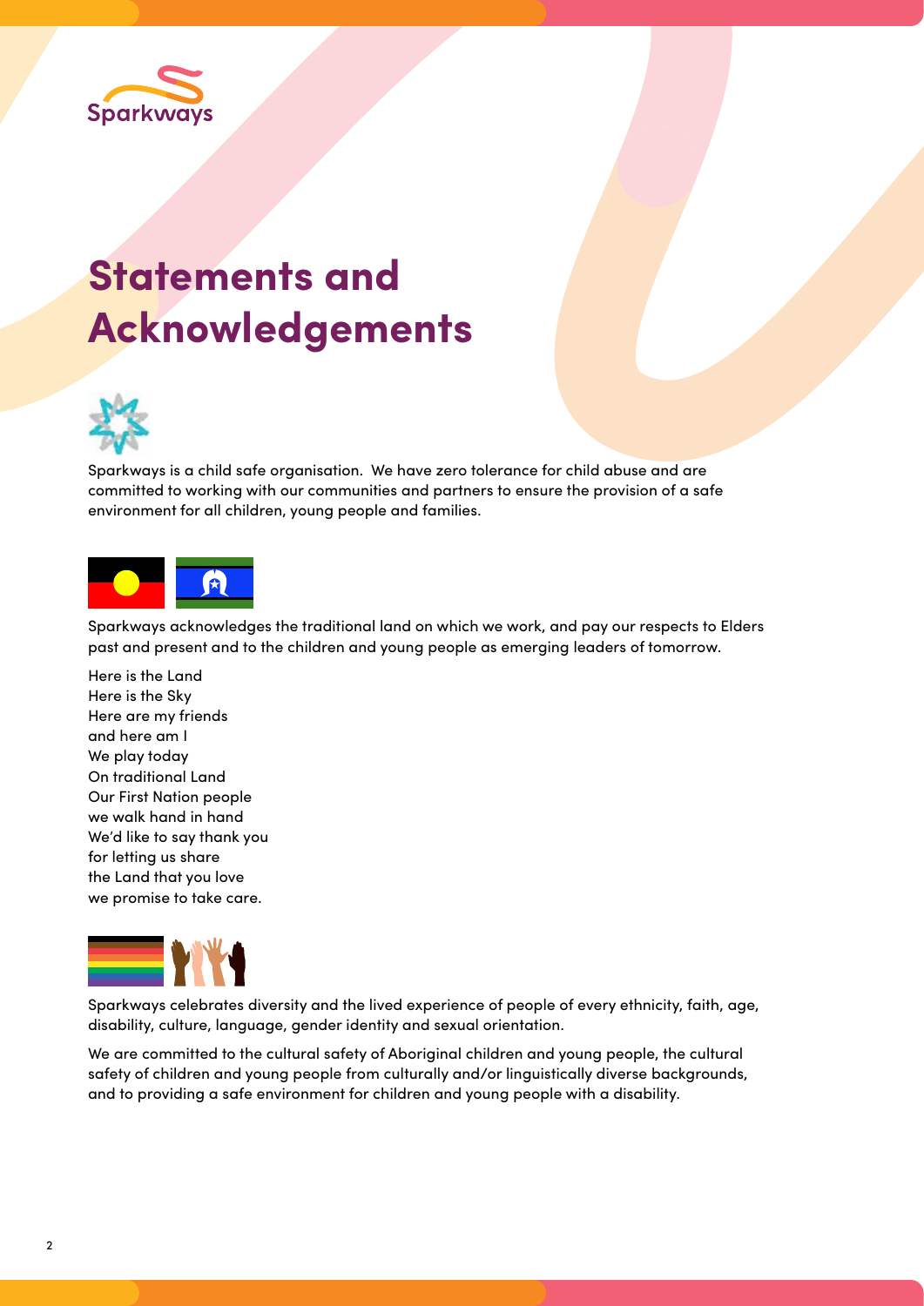# Statements and Acknowledgements

Sparkways is a child safe organisation. We have zero tolerance for child abuse and are committed to working with our communities and partners to ensure the provision of a safe environment for all children, young people and families.

Sparkways acknowledges the traditional land on which we work, and pay our respects to Elders past and present and to the children and young people as emerging leaders of tomorrow.

Here is the Land
Here is the Sky
Here are my friends
and here am I
We play today
On traditional Land
Our First Nation people
we walk hand in hand
We'd like to say thank you
for letting us share
the Land that you love
we promise to take care.

Sparkways celebrates diversity and the lived experience of people of every ethnicity, faith, age, disability, culture, language, gender identity and sexual orientation.

We are committed to the cultural safety of Aboriginal children and young people, the cultural safety of children and young people from culturally and/or linguistically diverse backgrounds, and to providing a safe environment for children and young people with a disability.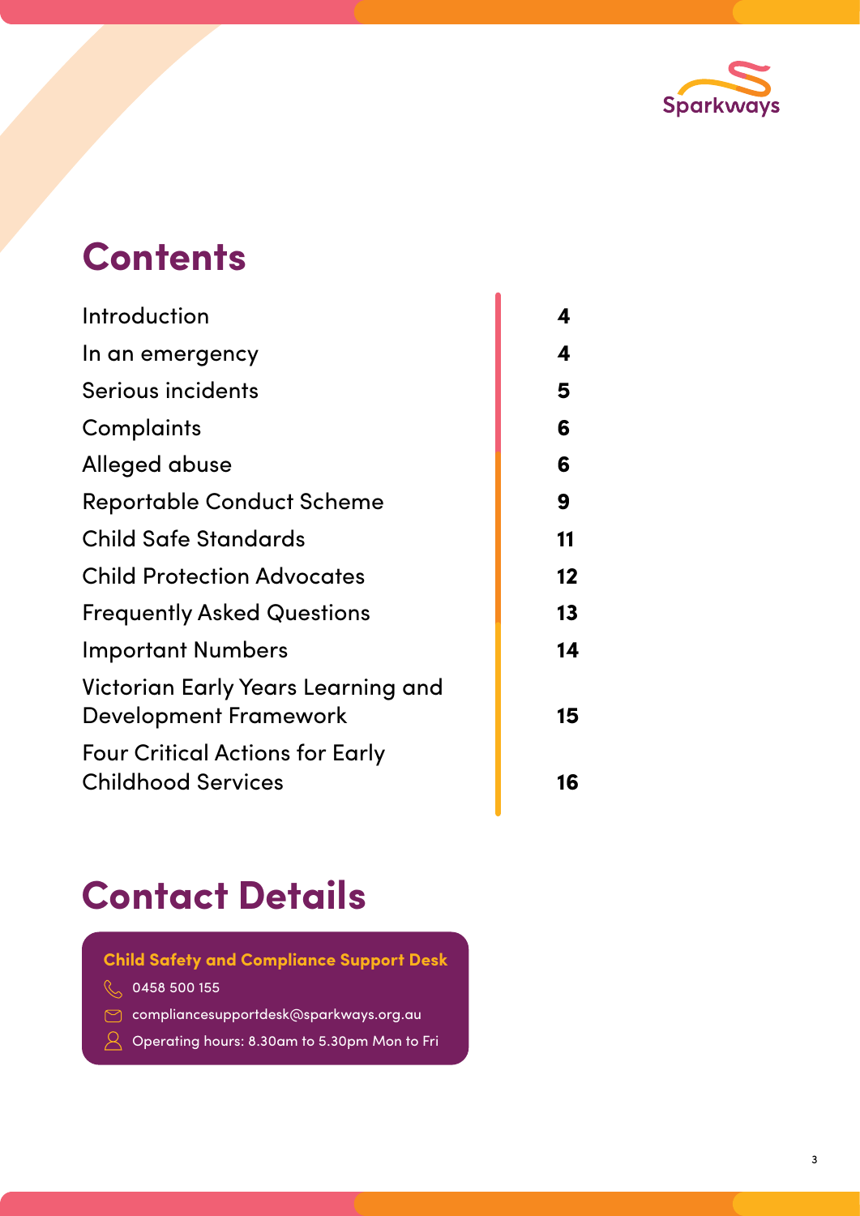## Contents

| | |
|---|---|
| Introduction | 4 |
| In an emergency | 4 |
| Serious incidents | 5 |
| Complaints | 6 |
| Alleged abuse | 6 |
| Reportable Conduct Scheme | 9 |
| Child Safe Standards | 11 |
| Child Protection Advocates | 12 |
| Frequently Asked Questions | 13 |
| Important Numbers | 14 |
| Victorian Early Years Learning and Development Framework | 15 |
| Four Critical Actions for Early Childhood Services | 16 |

## Contact Details

**Child Safety and Compliance Support Desk**

0458 500 155

compliancesupportdesk@sparkways.org.au

Operating hours: 8.30am to 5.30pm Mon to Fri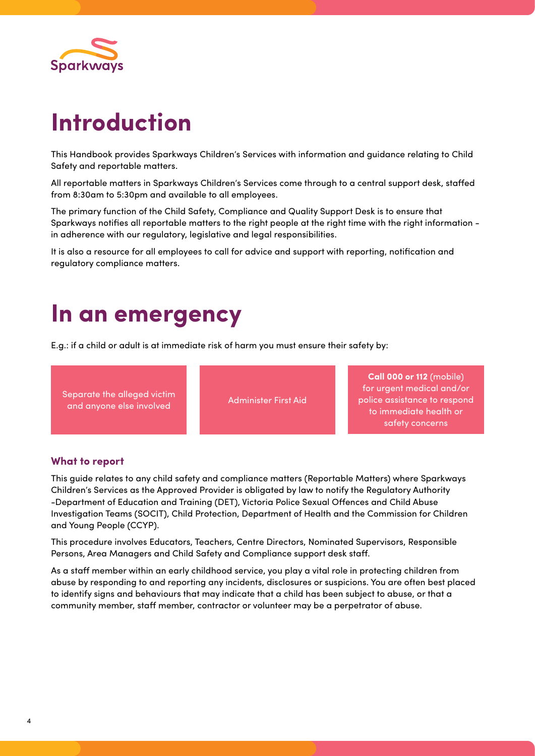# Introduction

This Handbook provides Sparkways Children's Services with information and guidance relating to Child Safety and reportable matters.

All reportable matters in Sparkways Children's Services come through to a central support desk, staffed from 8:30am to 5:30pm and available to all employees.

The primary function of the Child Safety, Compliance and Quality Support Desk is to ensure that Sparkways notifies all reportable matters to the right people at the right time with the right information - in adherence with our regulatory, legislative and legal responsibilities.

It is also a resource for all employees to call for advice and support with reporting, notification and regulatory compliance matters.

# In an emergency

E.g.: if a child or adult is at immediate risk of harm you must ensure their safety by:

- Separate the alleged victim and anyone else involved
- Administer First Aid
- **Call 000 or 112** (mobile) for urgent medical and/or police assistance to respond to immediate health or safety concerns

### What to report

This guide relates to any child safety and compliance matters (Reportable Matters) where Sparkways Children's Services as the Approved Provider is obligated by law to notify the Regulatory Authority -Department of Education and Training (DET), Victoria Police Sexual Offences and Child Abuse Investigation Teams (SOCIT), Child Protection, Department of Health and the Commission for Children and Young People (CCYP).

This procedure involves Educators, Teachers, Centre Directors, Nominated Supervisors, Responsible Persons, Area Managers and Child Safety and Compliance support desk staff.

As a staff member within an early childhood service, you play a vital role in protecting children from abuse by responding to and reporting any incidents, disclosures or suspicions. You are often best placed to identify signs and behaviours that may indicate that a child has been subject to abuse, or that a community member, staff member, contractor or volunteer may be a perpetrator of abuse.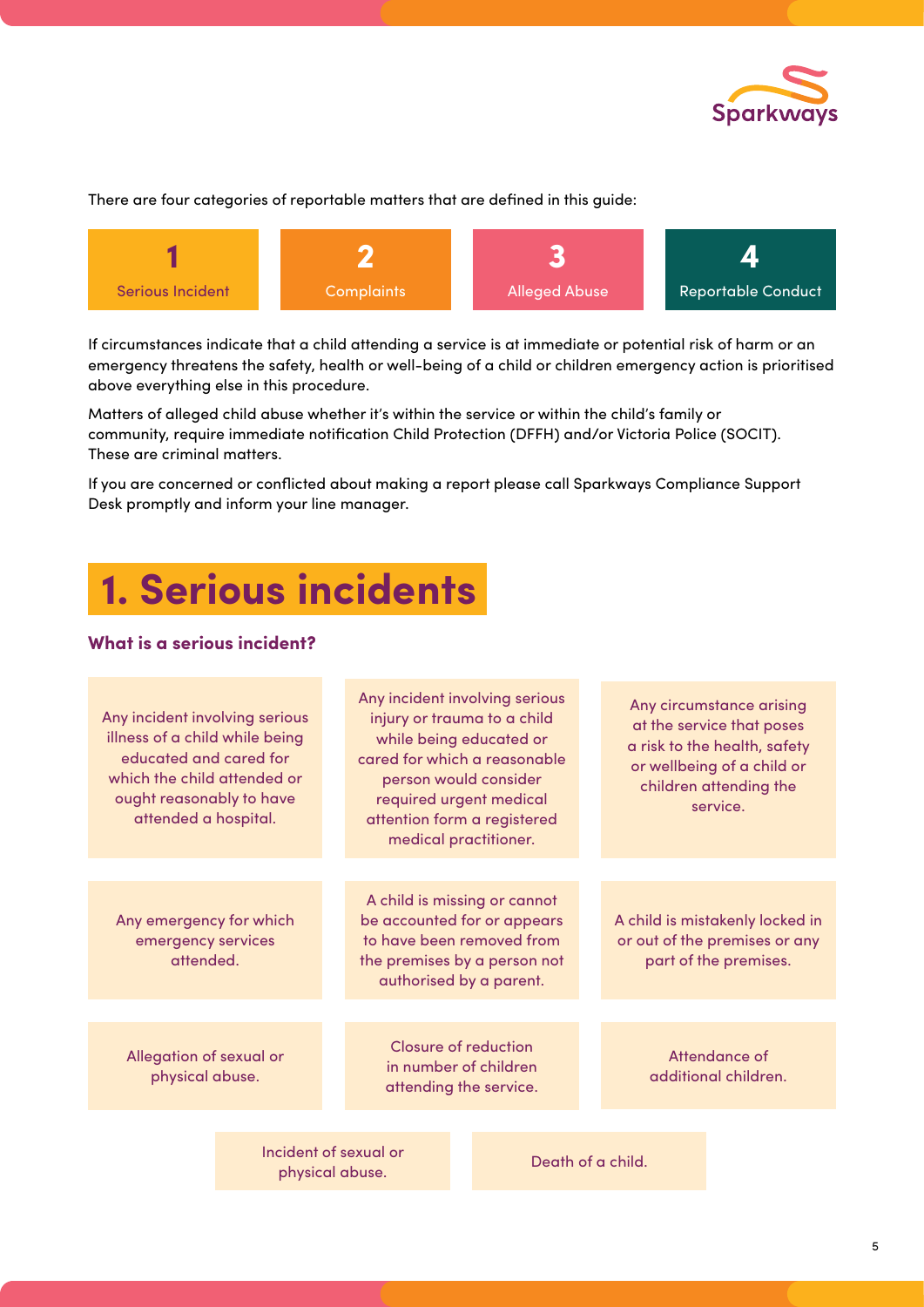There are four categories of reportable matters that are defined in this guide:

| 1 | 2 | 3 | 4 |
|---|---|---|---|
| Serious Incident | Complaints | Alleged Abuse | Reportable Conduct |

If circumstances indicate that a child attending a service is at immediate or potential risk of harm or an emergency threatens the safety, health or well-being of a child or children emergency action is prioritised above everything else in this procedure.

Matters of alleged child abuse whether it's within the service or within the child's family or community, require immediate notification Child Protection (DFFH) and/or Victoria Police (SOCIT). These are criminal matters.

If you are concerned or conflicted about making a report please call Sparkways Compliance Support Desk promptly and inform your line manager.

# 1. Serious incidents

### What is a serious incident?

- Any incident involving serious illness of a child while being educated and cared for which the child attended or ought reasonably to have attended a hospital.
- Any incident involving serious injury or trauma to a child while being educated or cared for which a reasonable person would consider required urgent medical attention form a registered medical practitioner.
- Any circumstance arising at the service that poses a risk to the health, safety or wellbeing of a child or children attending the service.
- Any emergency for which emergency services attended.
- A child is missing or cannot be accounted for or appears to have been removed from the premises by a person not authorised by a parent.
- A child is mistakenly locked in or out of the premises or any part of the premises.
- Allegation of sexual or physical abuse.
- Closure of reduction in number of children attending the service.
- Attendance of additional children.
- Incident of sexual or physical abuse.
- Death of a child.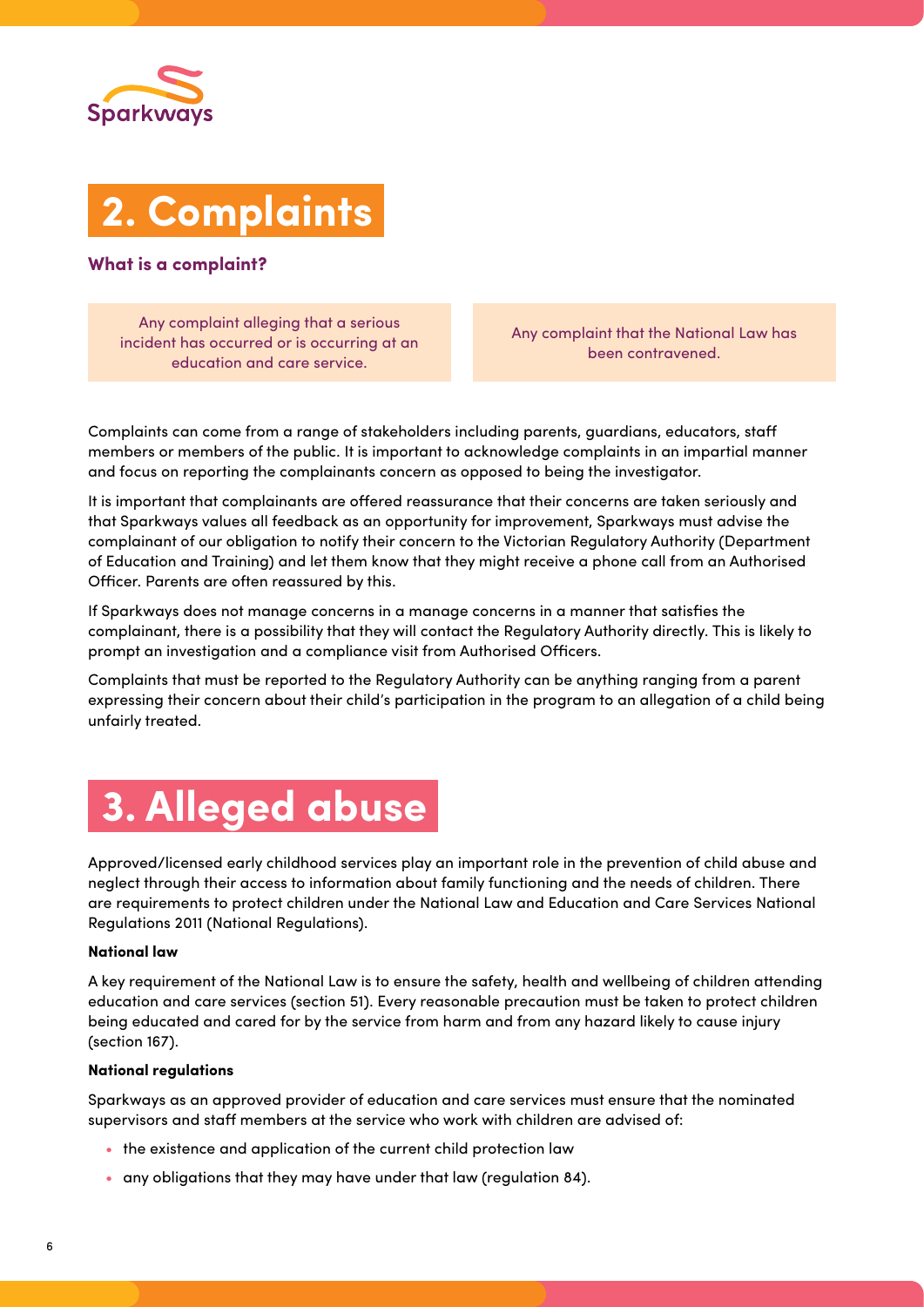# 2. Complaints

### What is a complaint?

| Any complaint alleging that a serious incident has occurred or is occurring at an education and care service. | Any complaint that the National Law has been contravened. |
| --- | --- |

Complaints can come from a range of stakeholders including parents, guardians, educators, staff members or members of the public. It is important to acknowledge complaints in an impartial manner and focus on reporting the complainants concern as opposed to being the investigator.

It is important that complainants are offered reassurance that their concerns are taken seriously and that Sparkways values all feedback as an opportunity for improvement, Sparkways must advise the complainant of our obligation to notify their concern to the Victorian Regulatory Authority (Department of Education and Training) and let them know that they might receive a phone call from an Authorised Officer. Parents are often reassured by this.

If Sparkways does not manage concerns in a manage concerns in a manner that satisfies the complainant, there is a possibility that they will contact the Regulatory Authority directly. This is likely to prompt an investigation and a compliance visit from Authorised Officers.

Complaints that must be reported to the Regulatory Authority can be anything ranging from a parent expressing their concern about their child's participation in the program to an allegation of a child being unfairly treated.

# 3. Alleged abuse

Approved/licensed early childhood services play an important role in the prevention of child abuse and neglect through their access to information about family functioning and the needs of children. There are requirements to protect children under the National Law and Education and Care Services National Regulations 2011 (National Regulations).

**National law**

A key requirement of the National Law is to ensure the safety, health and wellbeing of children attending education and care services (section 51). Every reasonable precaution must be taken to protect children being educated and cared for by the service from harm and from any hazard likely to cause injury (section 167).

**National regulations**

Sparkways as an approved provider of education and care services must ensure that the nominated supervisors and staff members at the service who work with children are advised of:

- the existence and application of the current child protection law
- any obligations that they may have under that law (regulation 84).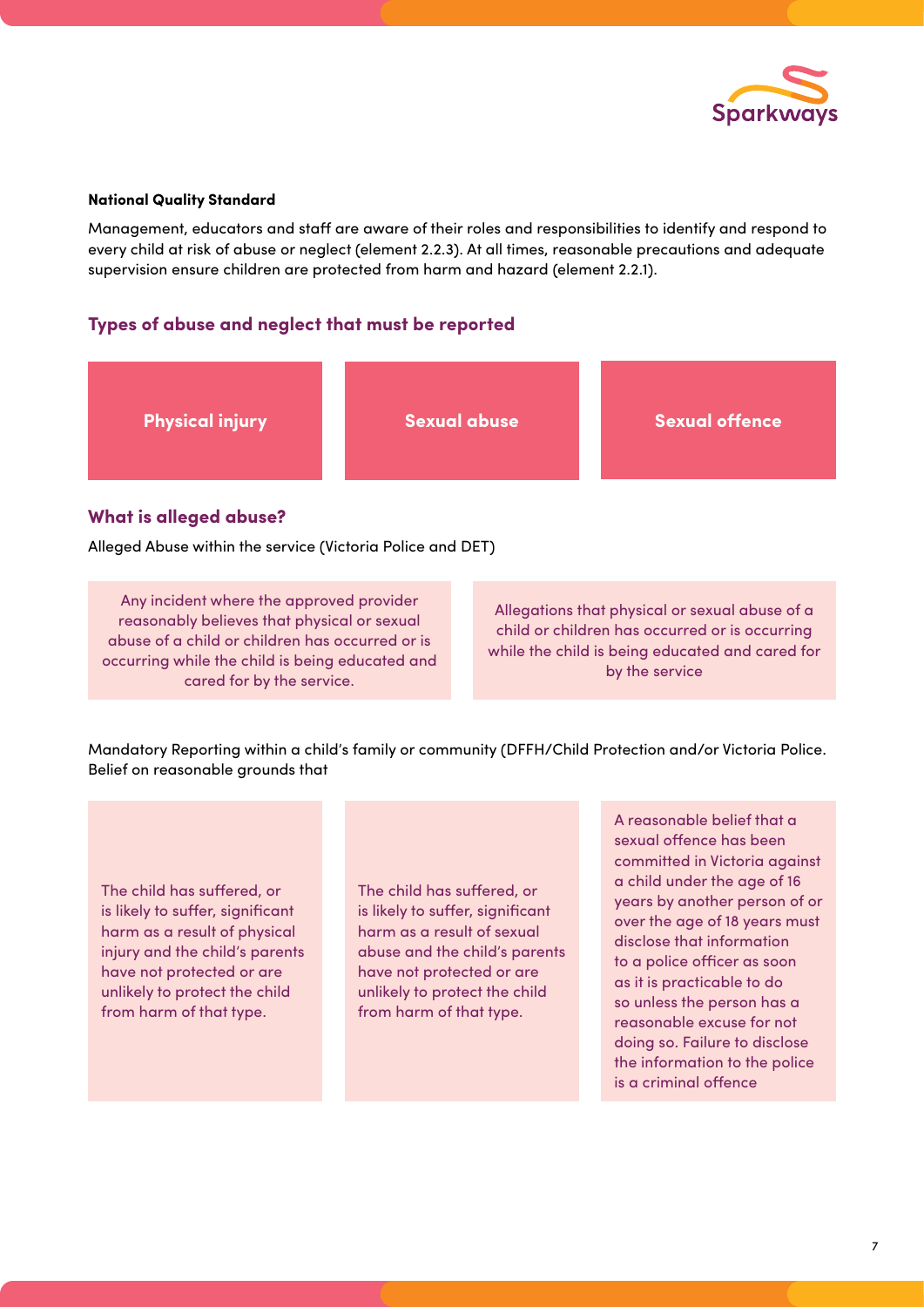**National Quality Standard**

Management, educators and staff are aware of their roles and responsibilities to identify and respond to every child at risk of abuse or neglect (element 2.2.3). At all times, reasonable precautions and adequate supervision ensure children are protected from harm and hazard (element 2.2.1).

## Types of abuse and neglect that must be reported

| Physical injury | Sexual abuse | Sexual offence |
| --- | --- | --- |

## What is alleged abuse?

Alleged Abuse within the service (Victoria Police and DET)

| | |
| --- | --- |
| Any incident where the approved provider reasonably believes that physical or sexual abuse of a child or children has occurred or is occurring while the child is being educated and cared for by the service. | Allegations that physical or sexual abuse of a child or children has occurred or is occurring while the child is being educated and cared for by the service |

Mandatory Reporting within a child's family or community (DFFH/Child Protection and/or Victoria Police. Belief on reasonable grounds that

| | | |
| --- | --- | --- |
| The child has suffered, or is likely to suffer, significant harm as a result of physical injury and the child's parents have not protected or are unlikely to protect the child from harm of that type. | The child has suffered, or is likely to suffer, significant harm as a result of sexual abuse and the child's parents have not protected or are unlikely to protect the child from harm of that type. | A reasonable belief that a sexual offence has been committed in Victoria against a child under the age of 16 years by another person of or over the age of 18 years must disclose that information to a police officer as soon as it is practicable to do so unless the person has a reasonable excuse for not doing so. Failure to disclose the information to the police is a criminal offence |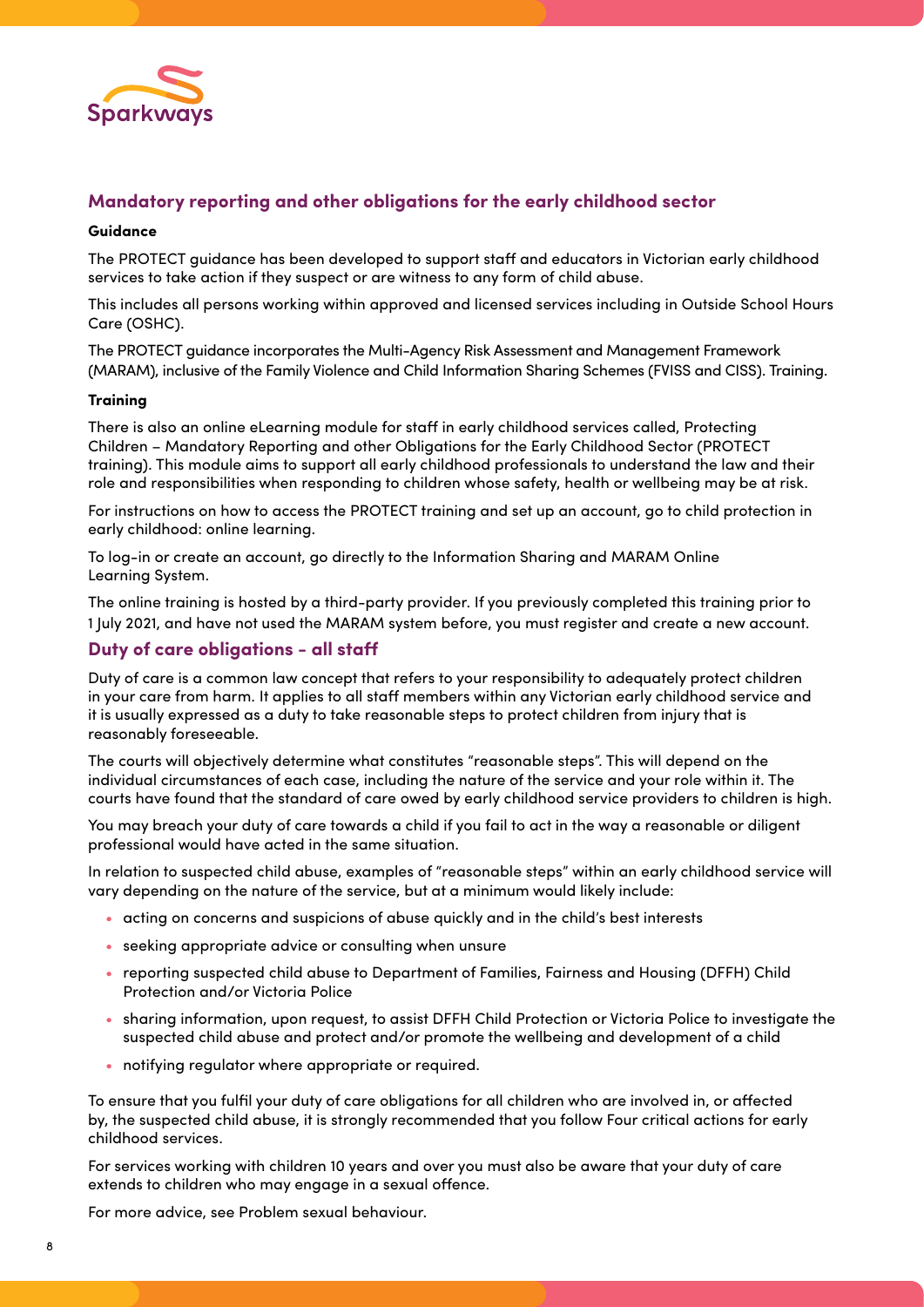## Mandatory reporting and other obligations for the early childhood sector

**Guidance**

The PROTECT guidance has been developed to support staff and educators in Victorian early childhood services to take action if they suspect or are witness to any form of child abuse.

This includes all persons working within approved and licensed services including in Outside School Hours Care (OSHC).

The PROTECT guidance incorporates the Multi-Agency Risk Assessment and Management Framework (MARAM), inclusive of the Family Violence and Child Information Sharing Schemes (FVISS and CISS). Training.

**Training**

There is also an online eLearning module for staff in early childhood services called, Protecting Children – Mandatory Reporting and other Obligations for the Early Childhood Sector (PROTECT training). This module aims to support all early childhood professionals to understand the law and their role and responsibilities when responding to children whose safety, health or wellbeing may be at risk.

For instructions on how to access the PROTECT training and set up an account, go to child protection in early childhood: online learning.

To log-in or create an account, go directly to the Information Sharing and MARAM Online Learning System.

The online training is hosted by a third-party provider. If you previously completed this training prior to 1 July 2021, and have not used the MARAM system before, you must register and create a new account.

## Duty of care obligations - all staff

Duty of care is a common law concept that refers to your responsibility to adequately protect children in your care from harm. It applies to all staff members within any Victorian early childhood service and it is usually expressed as a duty to take reasonable steps to protect children from injury that is reasonably foreseeable.

The courts will objectively determine what constitutes "reasonable steps". This will depend on the individual circumstances of each case, including the nature of the service and your role within it. The courts have found that the standard of care owed by early childhood service providers to children is high.

You may breach your duty of care towards a child if you fail to act in the way a reasonable or diligent professional would have acted in the same situation.

In relation to suspected child abuse, examples of "reasonable steps" within an early childhood service will vary depending on the nature of the service, but at a minimum would likely include:

- acting on concerns and suspicions of abuse quickly and in the child's best interests
- seeking appropriate advice or consulting when unsure
- reporting suspected child abuse to Department of Families, Fairness and Housing (DFFH) Child Protection and/or Victoria Police
- sharing information, upon request, to assist DFFH Child Protection or Victoria Police to investigate the suspected child abuse and protect and/or promote the wellbeing and development of a child
- notifying regulator where appropriate or required.

To ensure that you fulfil your duty of care obligations for all children who are involved in, or affected by, the suspected child abuse, it is strongly recommended that you follow Four critical actions for early childhood services.

For services working with children 10 years and over you must also be aware that your duty of care extends to children who may engage in a sexual offence.

For more advice, see Problem sexual behaviour.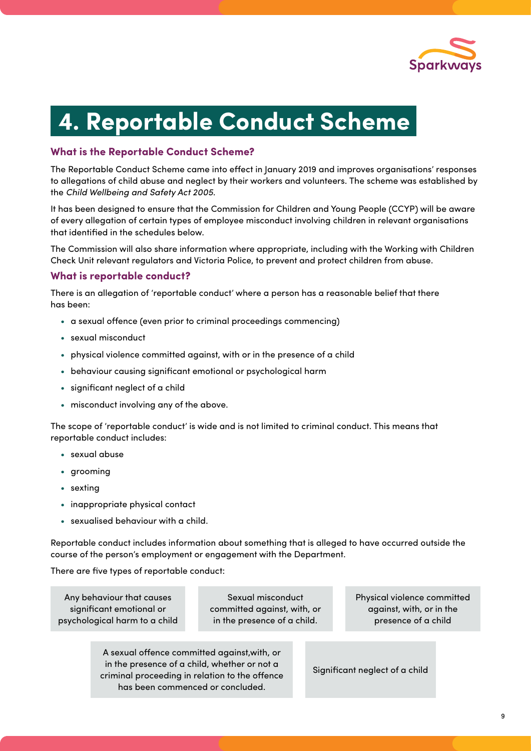# 4. Reportable Conduct Scheme

### What is the Reportable Conduct Scheme?

The Reportable Conduct Scheme came into effect in January 2019 and improves organisations' responses to allegations of child abuse and neglect by their workers and volunteers. The scheme was established by the *Child Wellbeing and Safety Act 2005*.

It has been designed to ensure that the Commission for Children and Young People (CCYP) will be aware of every allegation of certain types of employee misconduct involving children in relevant organisations that identified in the schedules below.

The Commission will also share information where appropriate, including with the Working with Children Check Unit relevant regulators and Victoria Police, to prevent and protect children from abuse.

### What is reportable conduct?

There is an allegation of 'reportable conduct' where a person has a reasonable belief that there has been:

- a sexual offence (even prior to criminal proceedings commencing)
- sexual misconduct
- physical violence committed against, with or in the presence of a child
- behaviour causing significant emotional or psychological harm
- significant neglect of a child
- misconduct involving any of the above.

The scope of 'reportable conduct' is wide and is not limited to criminal conduct. This means that reportable conduct includes:

- sexual abuse
- grooming
- sexting
- inappropriate physical contact
- sexualised behaviour with a child.

Reportable conduct includes information about something that is alleged to have occurred outside the course of the person's employment or engagement with the Department.

There are five types of reportable conduct:

- Any behaviour that causes significant emotional or psychological harm to a child
- Sexual misconduct committed against, with, or in the presence of a child.
- Physical violence committed against, with, or in the presence of a child
- A sexual offence committed against,with, or in the presence of a child, whether or not a criminal proceeding in relation to the offence has been commenced or concluded.
- Significant neglect of a child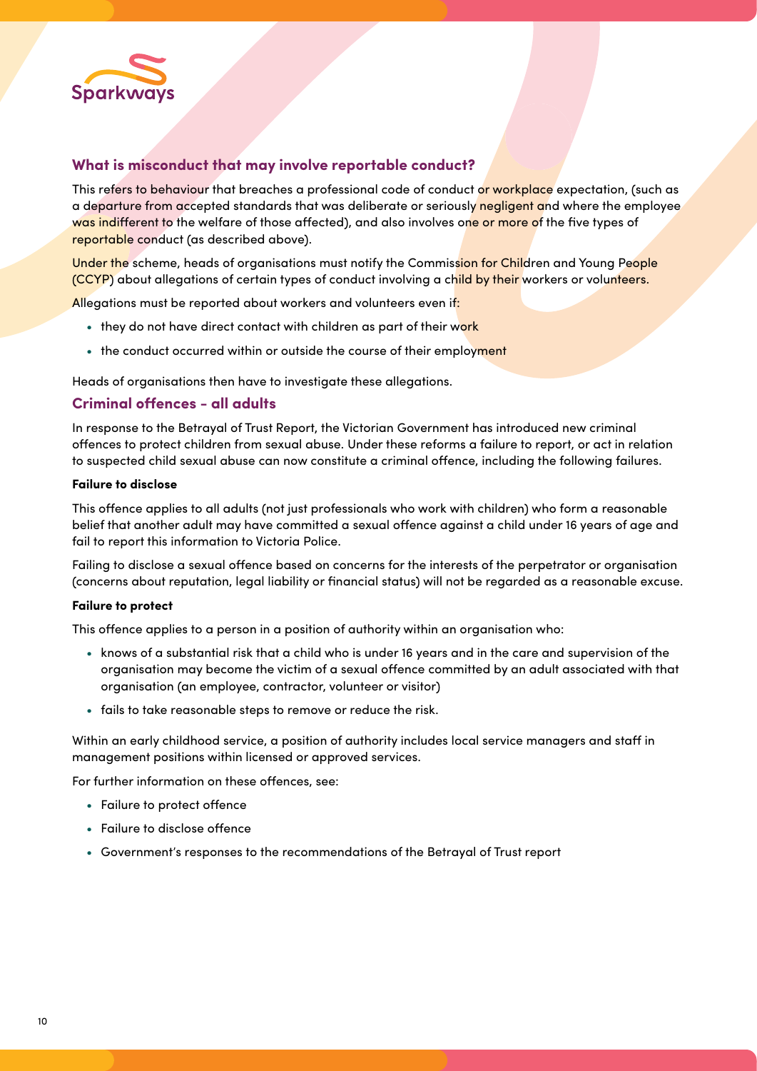## What is misconduct that may involve reportable conduct?

This refers to behaviour that breaches a professional code of conduct or workplace expectation, (such as a departure from accepted standards that was deliberate or seriously negligent and where the employee was indifferent to the welfare of those affected), and also involves one or more of the five types of reportable conduct (as described above).

Under the scheme, heads of organisations must notify the Commission for Children and Young People (CCYP) about allegations of certain types of conduct involving a child by their workers or volunteers.

Allegations must be reported about workers and volunteers even if:

- they do not have direct contact with children as part of their work
- the conduct occurred within or outside the course of their employment

Heads of organisations then have to investigate these allegations.

## Criminal offences - all adults

In response to the Betrayal of Trust Report, the Victorian Government has introduced new criminal offences to protect children from sexual abuse. Under these reforms a failure to report, or act in relation to suspected child sexual abuse can now constitute a criminal offence, including the following failures.

**Failure to disclose**

This offence applies to all adults (not just professionals who work with children) who form a reasonable belief that another adult may have committed a sexual offence against a child under 16 years of age and fail to report this information to Victoria Police.

Failing to disclose a sexual offence based on concerns for the interests of the perpetrator or organisation (concerns about reputation, legal liability or financial status) will not be regarded as a reasonable excuse.

**Failure to protect**

This offence applies to a person in a position of authority within an organisation who:

- knows of a substantial risk that a child who is under 16 years and in the care and supervision of the organisation may become the victim of a sexual offence committed by an adult associated with that organisation (an employee, contractor, volunteer or visitor)
- fails to take reasonable steps to remove or reduce the risk.

Within an early childhood service, a position of authority includes local service managers and staff in management positions within licensed or approved services.

For further information on these offences, see:

- Failure to protect offence
- Failure to disclose offence
- Government's responses to the recommendations of the Betrayal of Trust report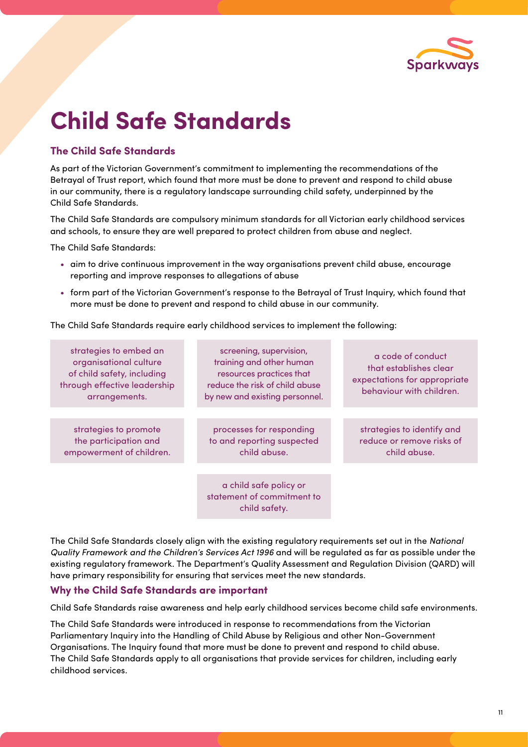# Child Safe Standards

## The Child Safe Standards

As part of the Victorian Government's commitment to implementing the recommendations of the Betrayal of Trust report, which found that more must be done to prevent and respond to child abuse in our community, there is a regulatory landscape surrounding child safety, underpinned by the Child Safe Standards.

The Child Safe Standards are compulsory minimum standards for all Victorian early childhood services and schools, to ensure they are well prepared to protect children from abuse and neglect.

The Child Safe Standards:

- aim to drive continuous improvement in the way organisations prevent child abuse, encourage reporting and improve responses to allegations of abuse
- form part of the Victorian Government's response to the Betrayal of Trust Inquiry, which found that more must be done to prevent and respond to child abuse in our community.

The Child Safe Standards require early childhood services to implement the following:

- strategies to embed an organisational culture of child safety, including through effective leadership arrangements.
- screening, supervision, training and other human resources practices that reduce the risk of child abuse by new and existing personnel.
- a code of conduct that establishes clear expectations for appropriate behaviour with children.
- strategies to promote the participation and empowerment of children.
- processes for responding to and reporting suspected child abuse.
- strategies to identify and reduce or remove risks of child abuse.
- a child safe policy or statement of commitment to child safety.

The Child Safe Standards closely align with the existing regulatory requirements set out in the *National Quality Framework and the Children's Services Act 1996* and will be regulated as far as possible under the existing regulatory framework. The Department's Quality Assessment and Regulation Division (QARD) will have primary responsibility for ensuring that services meet the new standards.

## Why the Child Safe Standards are important

Child Safe Standards raise awareness and help early childhood services become child safe environments.

The Child Safe Standards were introduced in response to recommendations from the Victorian Parliamentary Inquiry into the Handling of Child Abuse by Religious and other Non-Government Organisations. The Inquiry found that more must be done to prevent and respond to child abuse. The Child Safe Standards apply to all organisations that provide services for children, including early childhood services.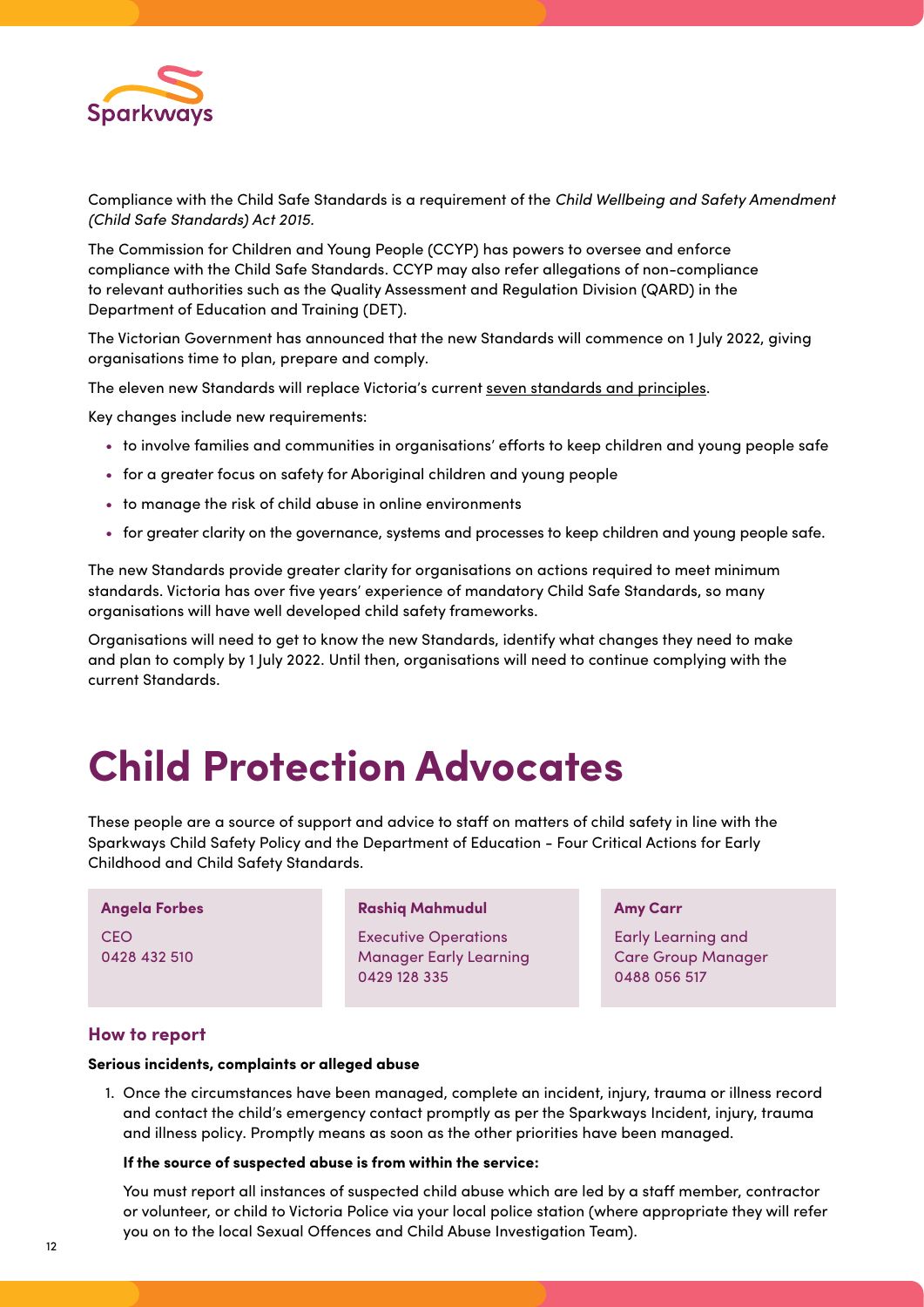Compliance with the Child Safe Standards is a requirement of the *Child Wellbeing and Safety Amendment (Child Safe Standards) Act 2015.*

The Commission for Children and Young People (CCYP) has powers to oversee and enforce compliance with the Child Safe Standards. CCYP may also refer allegations of non-compliance to relevant authorities such as the Quality Assessment and Regulation Division (QARD) in the Department of Education and Training (DET).

The Victorian Government has announced that the new Standards will commence on 1 July 2022, giving organisations time to plan, prepare and comply.

The eleven new Standards will replace Victoria's current seven standards and principles.

Key changes include new requirements:

- to involve families and communities in organisations' efforts to keep children and young people safe
- for a greater focus on safety for Aboriginal children and young people
- to manage the risk of child abuse in online environments
- for greater clarity on the governance, systems and processes to keep children and young people safe.

The new Standards provide greater clarity for organisations on actions required to meet minimum standards. Victoria has over five years' experience of mandatory Child Safe Standards, so many organisations will have well developed child safety frameworks.

Organisations will need to get to know the new Standards, identify what changes they need to make and plan to comply by 1 July 2022. Until then, organisations will need to continue complying with the current Standards.

# Child Protection Advocates

These people are a source of support and advice to staff on matters of child safety in line with the Sparkways Child Safety Policy and the Department of Education - Four Critical Actions for Early Childhood and Child Safety Standards.

**Angela Forbes**
CEO
0428 432 510

**Rashiq Mahmudul**
Executive Operations Manager Early Learning
0429 128 335

**Amy Carr**
Early Learning and Care Group Manager
0488 056 517

### How to report

**Serious incidents, complaints or alleged abuse**

1. Once the circumstances have been managed, complete an incident, injury, trauma or illness record and contact the child's emergency contact promptly as per the Sparkways Incident, injury, trauma and illness policy. Promptly means as soon as the other priorities have been managed.

   **If the source of suspected abuse is from within the service:**

   You must report all instances of suspected child abuse which are led by a staff member, contractor or volunteer, or child to Victoria Police via your local police station (where appropriate they will refer you on to the local Sexual Offences and Child Abuse Investigation Team).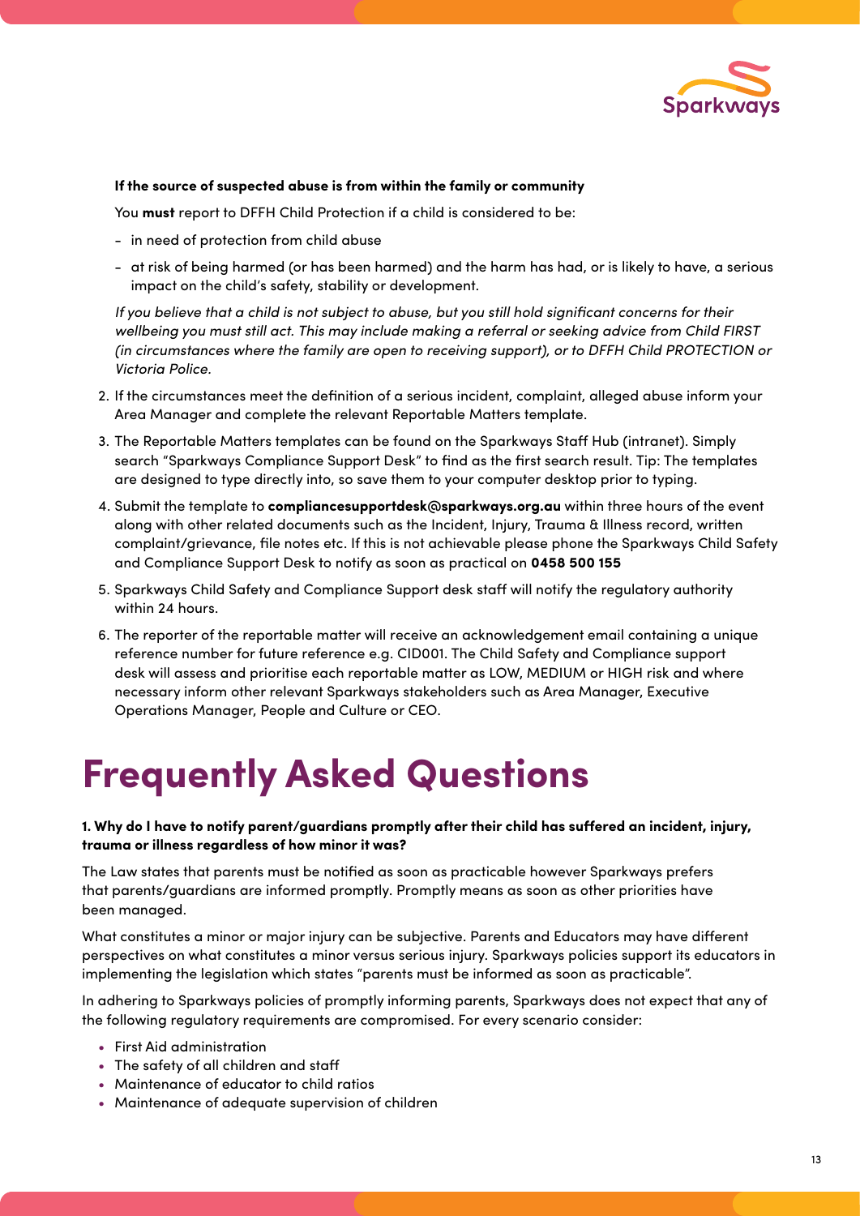**If the source of suspected abuse is from within the family or community**

You **must** report to DFFH Child Protection if a child is considered to be:

- in need of protection from child abuse
- at risk of being harmed (or has been harmed) and the harm has had, or is likely to have, a serious impact on the child's safety, stability or development.

*If you believe that a child is not subject to abuse, but you still hold significant concerns for their wellbeing you must still act. This may include making a referral or seeking advice from Child FIRST (in circumstances where the family are open to receiving support), or to DFFH Child PROTECTION or Victoria Police.*

2. If the circumstances meet the definition of a serious incident, complaint, alleged abuse inform your Area Manager and complete the relevant Reportable Matters template.
3. The Reportable Matters templates can be found on the Sparkways Staff Hub (intranet). Simply search "Sparkways Compliance Support Desk" to find as the first search result. Tip: The templates are designed to type directly into, so save them to your computer desktop prior to typing.
4. Submit the template to **compliancesupportdesk@sparkways.org.au** within three hours of the event along with other related documents such as the Incident, Injury, Trauma & Illness record, written complaint/grievance, file notes etc. If this is not achievable please phone the Sparkways Child Safety and Compliance Support Desk to notify as soon as practical on **0458 500 155**
5. Sparkways Child Safety and Compliance Support desk staff will notify the regulatory authority within 24 hours.
6. The reporter of the reportable matter will receive an acknowledgement email containing a unique reference number for future reference e.g. CID001. The Child Safety and Compliance support desk will assess and prioritise each reportable matter as LOW, MEDIUM or HIGH risk and where necessary inform other relevant Sparkways stakeholders such as Area Manager, Executive Operations Manager, People and Culture or CEO.

# Frequently Asked Questions

**1. Why do I have to notify parent/guardians promptly after their child has suffered an incident, injury, trauma or illness regardless of how minor it was?**

The Law states that parents must be notified as soon as practicable however Sparkways prefers that parents/guardians are informed promptly. Promptly means as soon as other priorities have been managed.

What constitutes a minor or major injury can be subjective. Parents and Educators may have different perspectives on what constitutes a minor versus serious injury. Sparkways policies support its educators in implementing the legislation which states "parents must be informed as soon as practicable".

In adhering to Sparkways policies of promptly informing parents, Sparkways does not expect that any of the following regulatory requirements are compromised. For every scenario consider:

- First Aid administration
- The safety of all children and staff
- Maintenance of educator to child ratios
- Maintenance of adequate supervision of children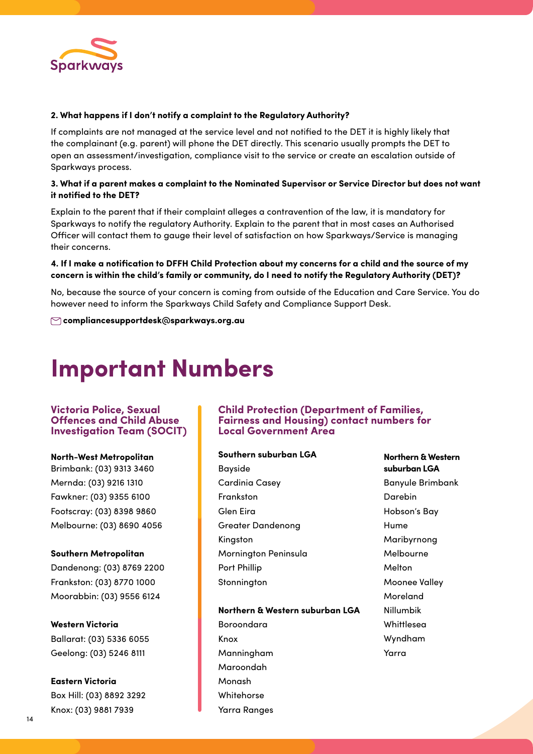**2. What happens if I don't notify a complaint to the Regulatory Authority?**

If complaints are not managed at the service level and not notified to the DET it is highly likely that the complainant (e.g. parent) will phone the DET directly. This scenario usually prompts the DET to open an assessment/investigation, compliance visit to the service or create an escalation outside of Sparkways process.

**3. What if a parent makes a complaint to the Nominated Supervisor or Service Director but does not want it notified to the DET?**

Explain to the parent that if their complaint alleges a contravention of the law, it is mandatory for Sparkways to notify the regulatory Authority. Explain to the parent that in most cases an Authorised Officer will contact them to gauge their level of satisfaction on how Sparkways/Service is managing their concerns.

**4. If I make a notification to DFFH Child Protection about my concerns for a child and the source of my concern is within the child's family or community, do I need to notify the Regulatory Authority (DET)?**

No, because the source of your concern is coming from outside of the Education and Care Service. You do however need to inform the Sparkways Child Safety and Compliance Support Desk.

**compliancesupportdesk@sparkways.org.au**

# Important Numbers

## Victoria Police, Sexual Offences and Child Abuse Investigation Team (SOCIT)

**North-West Metropolitan**
Brimbank: (03) 9313 3460
Mernda: (03) 9216 1310
Fawkner: (03) 9355 6100
Footscray: (03) 8398 9860
Melbourne: (03) 8690 4056

**Southern Metropolitan**
Dandenong: (03) 8769 2200
Frankston: (03) 8770 1000
Moorabbin: (03) 9556 6124

**Western Victoria**
Ballarat: (03) 5336 6055
Geelong: (03) 5246 8111

**Eastern Victoria**
Box Hill: (03) 8892 3292
Knox: (03) 9881 7939

## Child Protection (Department of Families, Fairness and Housing) contact numbers for Local Government Area

**Southern suburban LGA**
Bayside
Cardinia Casey
Frankston
Glen Eira
Greater Dandenong
Kingston
Mornington Peninsula
Port Phillip
Stonnington

**Northern & Western suburban LGA**
Boroondara
Knox
Manningham
Maroondah
Monash
Whitehorse
Yarra Ranges

**Northern & Western suburban LGA**
Banyule Brimbank
Darebin
Hobson's Bay
Hume
Maribyrnong
Melbourne
Melton
Moonee Valley
Moreland
Nillumbik
Whittlesea
Wyndham
Yarra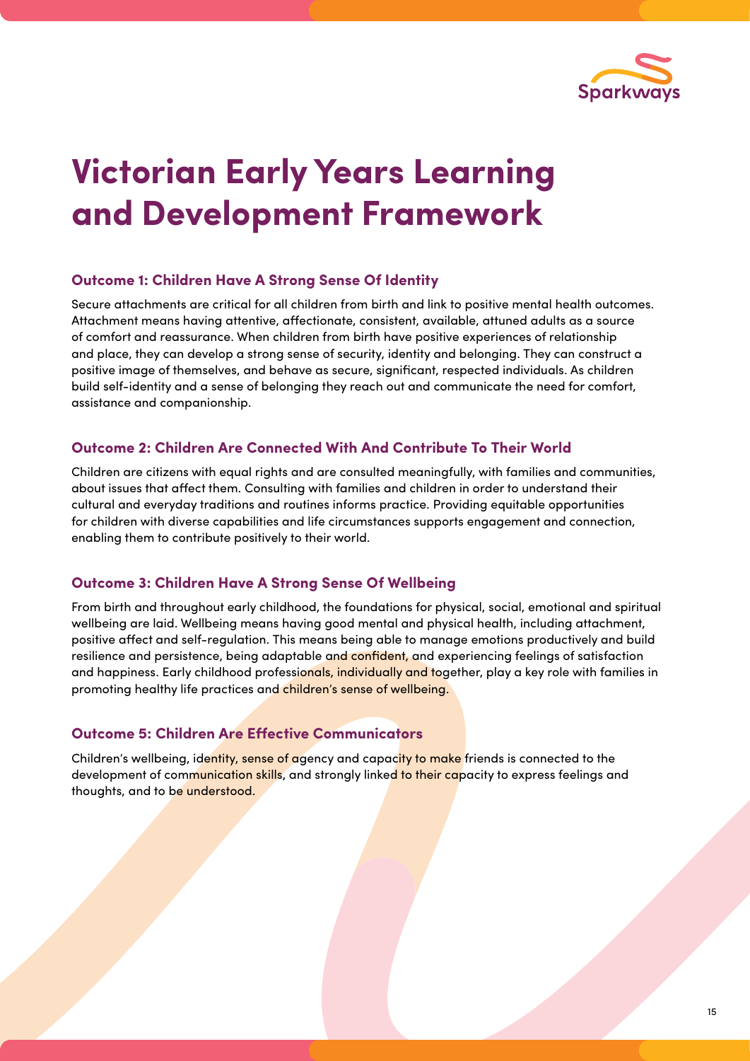# Victorian Early Years Learning and Development Framework

### Outcome 1: Children Have A Strong Sense Of Identity

Secure attachments are critical for all children from birth and link to positive mental health outcomes. Attachment means having attentive, affectionate, consistent, available, attuned adults as a source of comfort and reassurance. When children from birth have positive experiences of relationship and place, they can develop a strong sense of security, identity and belonging. They can construct a positive image of themselves, and behave as secure, significant, respected individuals. As children build self-identity and a sense of belonging they reach out and communicate the need for comfort, assistance and companionship.

### Outcome 2: Children Are Connected With And Contribute To Their World

Children are citizens with equal rights and are consulted meaningfully, with families and communities, about issues that affect them. Consulting with families and children in order to understand their cultural and everyday traditions and routines informs practice. Providing equitable opportunities for children with diverse capabilities and life circumstances supports engagement and connection, enabling them to contribute positively to their world.

### Outcome 3: Children Have A Strong Sense Of Wellbeing

From birth and throughout early childhood, the foundations for physical, social, emotional and spiritual wellbeing are laid. Wellbeing means having good mental and physical health, including attachment, positive affect and self-regulation. This means being able to manage emotions productively and build resilience and persistence, being adaptable and confident, and experiencing feelings of satisfaction and happiness. Early childhood professionals, individually and together, play a key role with families in promoting healthy life practices and children's sense of wellbeing.

### Outcome 5: Children Are Effective Communicators

Children's wellbeing, identity, sense of agency and capacity to make friends is connected to the development of communication skills, and strongly linked to their capacity to express feelings and thoughts, and to be understood.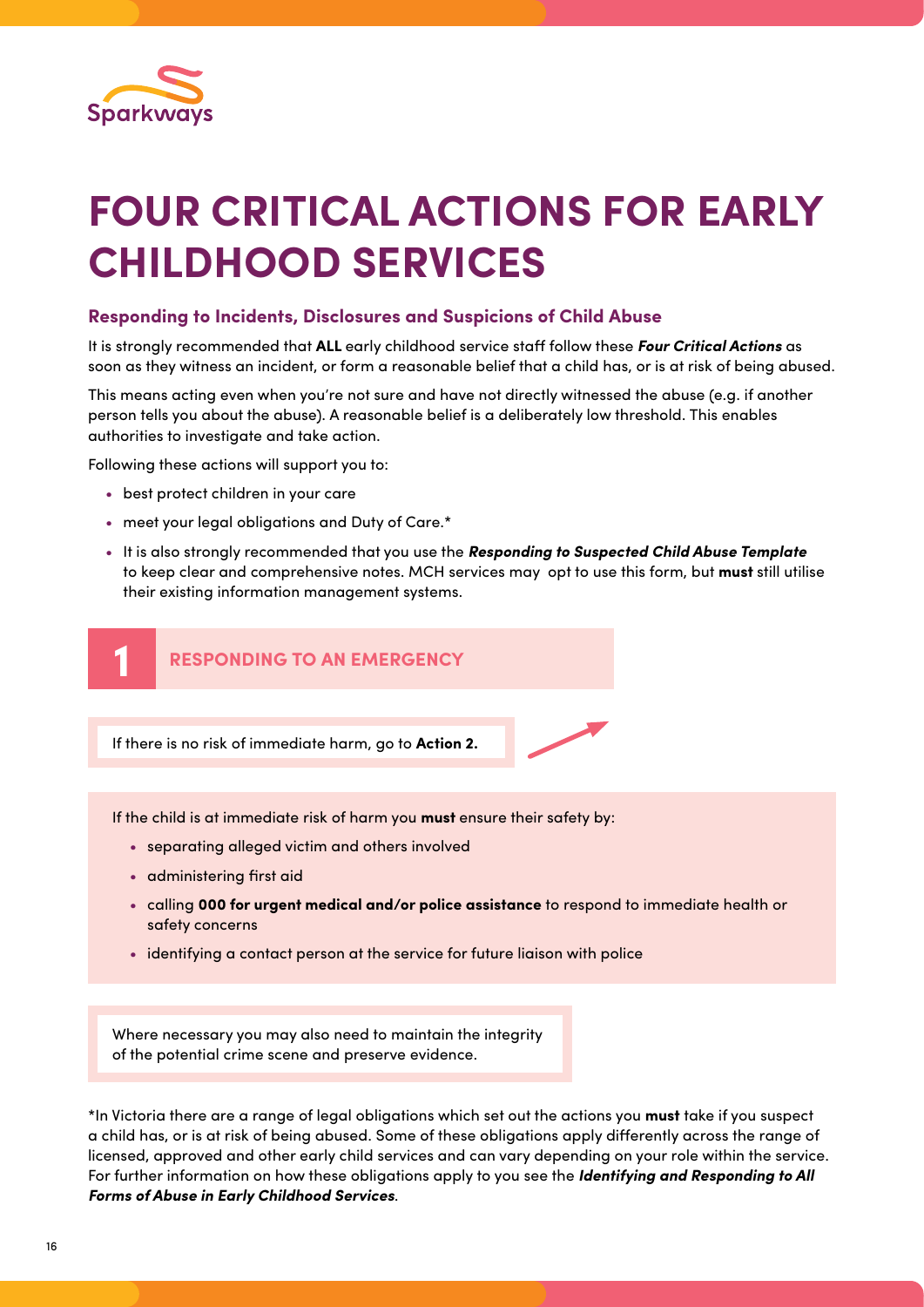# FOUR CRITICAL ACTIONS FOR EARLY CHILDHOOD SERVICES

### Responding to Incidents, Disclosures and Suspicions of Child Abuse

It is strongly recommended that **ALL** early childhood service staff follow these ***Four Critical Actions*** as soon as they witness an incident, or form a reasonable belief that a child has, or is at risk of being abused.

This means acting even when you're not sure and have not directly witnessed the abuse (e.g. if another person tells you about the abuse). A reasonable belief is a deliberately low threshold. This enables authorities to investigate and take action.

Following these actions will support you to:

- best protect children in your care
- meet your legal obligations and Duty of Care.*
- It is also strongly recommended that you use the ***Responding to Suspected Child Abuse Template*** to keep clear and comprehensive notes. MCH services may opt to use this form, but **must** still utilise their existing information management systems.

## 1 RESPONDING TO AN EMERGENCY

If there is no risk of immediate harm, go to **Action 2.**

If the child is at immediate risk of harm you **must** ensure their safety by:

- separating alleged victim and others involved
- administering first aid
- calling **000 for urgent medical and/or police assistance** to respond to immediate health or safety concerns
- identifying a contact person at the service for future liaison with police

Where necessary you may also need to maintain the integrity of the potential crime scene and preserve evidence.

*In Victoria there are a range of legal obligations which set out the actions you **must** take if you suspect a child has, or is at risk of being abused. Some of these obligations apply differently across the range of licensed, approved and other early child services and can vary depending on your role within the service. For further information on how these obligations apply to you see the ***Identifying and Responding to All Forms of Abuse in Early Childhood Services***.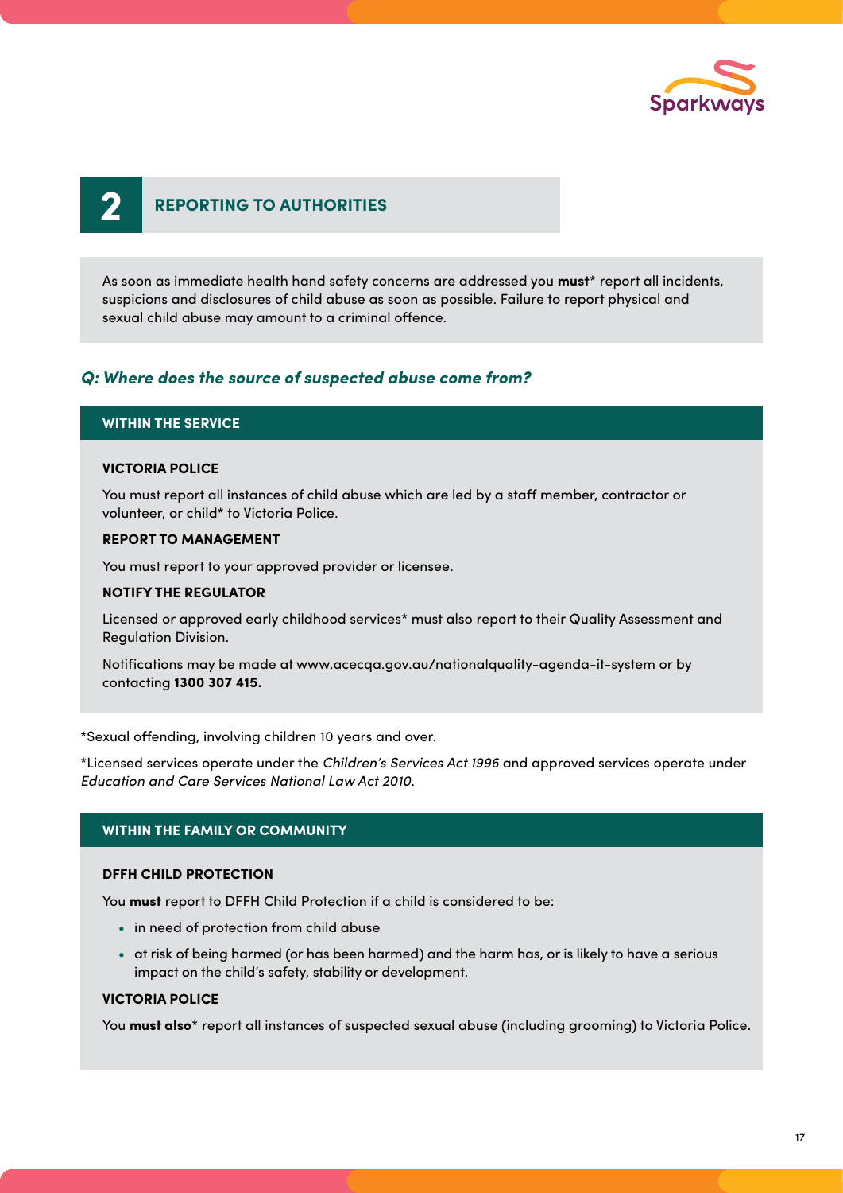## 2 REPORTING TO AUTHORITIES

As soon as immediate health hand safety concerns are addressed you **must*** report all incidents, suspicions and disclosures of child abuse as soon as possible. Failure to report physical and sexual child abuse may amount to a criminal offence.

### *Q: Where does the source of suspected abuse come from?*

#### WITHIN THE SERVICE

**VICTORIA POLICE**

You must report all instances of child abuse which are led by a staff member, contractor or volunteer, or child* to Victoria Police.

**REPORT TO MANAGEMENT**

You must report to your approved provider or licensee.

**NOTIFY THE REGULATOR**

Licensed or approved early childhood services* must also report to their Quality Assessment and Regulation Division.

Notifications may be made at www.acecqa.gov.au/nationalquality-agenda-it-system or by contacting **1300 307 415.**

*Sexual offending, involving children 10 years and over.

*Licensed services operate under the *Children's Services Act 1996* and approved services operate under *Education and Care Services National Law Act 2010.*

#### WITHIN THE FAMILY OR COMMUNITY

**DFFH CHILD PROTECTION**

You **must** report to DFFH Child Protection if a child is considered to be:

- in need of protection from child abuse
- at risk of being harmed (or has been harmed) and the harm has, or is likely to have a serious impact on the child's safety, stability or development.

**VICTORIA POLICE**

You **must also*** report all instances of suspected sexual abuse (including grooming) to Victoria Police.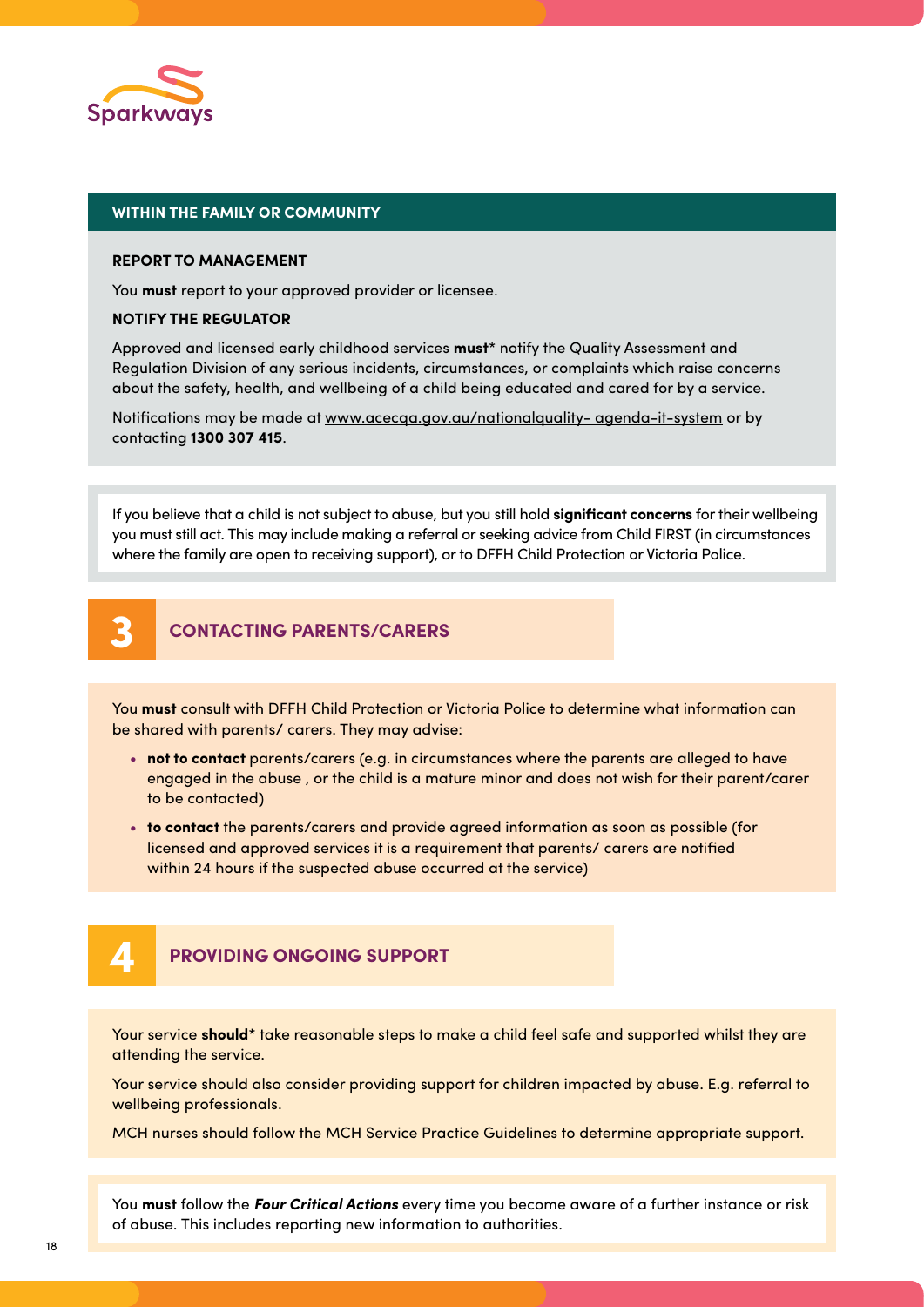### WITHIN THE FAMILY OR COMMUNITY

**REPORT TO MANAGEMENT**

You **must** report to your approved provider or licensee.

**NOTIFY THE REGULATOR**

Approved and licensed early childhood services **must*** notify the Quality Assessment and Regulation Division of any serious incidents, circumstances, or complaints which raise concerns about the safety, health, and wellbeing of a child being educated and cared for by a service.

Notifications may be made at www.acecqa.gov.au/nationalquality- agenda-it-system or by contacting **1300 307 415**.

If you believe that a child is not subject to abuse, but you still hold **significant concerns** for their wellbeing you must still act. This may include making a referral or seeking advice from Child FIRST (in circumstances where the family are open to receiving support), or to DFFH Child Protection or Victoria Police.

## 3 CONTACTING PARENTS/CARERS

You **must** consult with DFFH Child Protection or Victoria Police to determine what information can be shared with parents/ carers. They may advise:

- **not to contact** parents/carers (e.g. in circumstances where the parents are alleged to have engaged in the abuse , or the child is a mature minor and does not wish for their parent/carer to be contacted)
- **to contact** the parents/carers and provide agreed information as soon as possible (for licensed and approved services it is a requirement that parents/ carers are notified within 24 hours if the suspected abuse occurred at the service)

## 4 PROVIDING ONGOING SUPPORT

Your service **should*** take reasonable steps to make a child feel safe and supported whilst they are attending the service.

Your service should also consider providing support for children impacted by abuse. E.g. referral to wellbeing professionals.

MCH nurses should follow the MCH Service Practice Guidelines to determine appropriate support.

You **must** follow the ***Four Critical Actions*** every time you become aware of a further instance or risk of abuse. This includes reporting new information to authorities.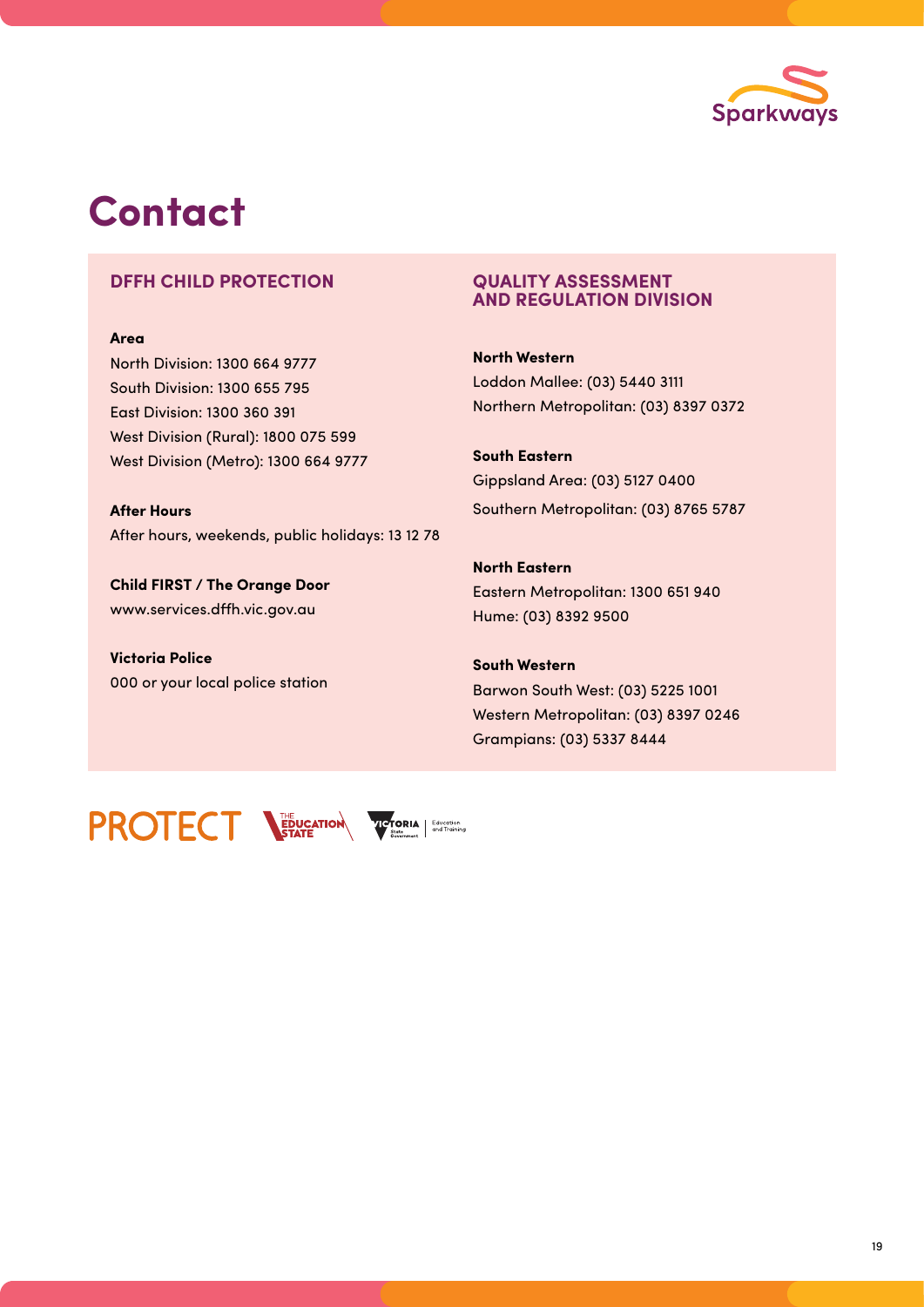# Contact

## DFFH CHILD PROTECTION

**Area**

North Division: 1300 664 9777
South Division: 1300 655 795
East Division: 1300 360 391
West Division (Rural): 1800 075 599
West Division (Metro): 1300 664 9777

**After Hours**

After hours, weekends, public holidays: 13 12 78

**Child FIRST / The Orange Door**

www.services.dffh.vic.gov.au

**Victoria Police**

000 or your local police station

## QUALITY ASSESSMENT AND REGULATION DIVISION

**North Western**

Loddon Mallee: (03) 5440 3111
Northern Metropolitan: (03) 8397 0372

**South Eastern**

Gippsland Area: (03) 5127 0400
Southern Metropolitan: (03) 8765 5787

**North Eastern**

Eastern Metropolitan: 1300 651 940
Hume: (03) 8392 9500

**South Western**

Barwon South West: (03) 5225 1001
Western Metropolitan: (03) 8397 0246
Grampians: (03) 5337 8444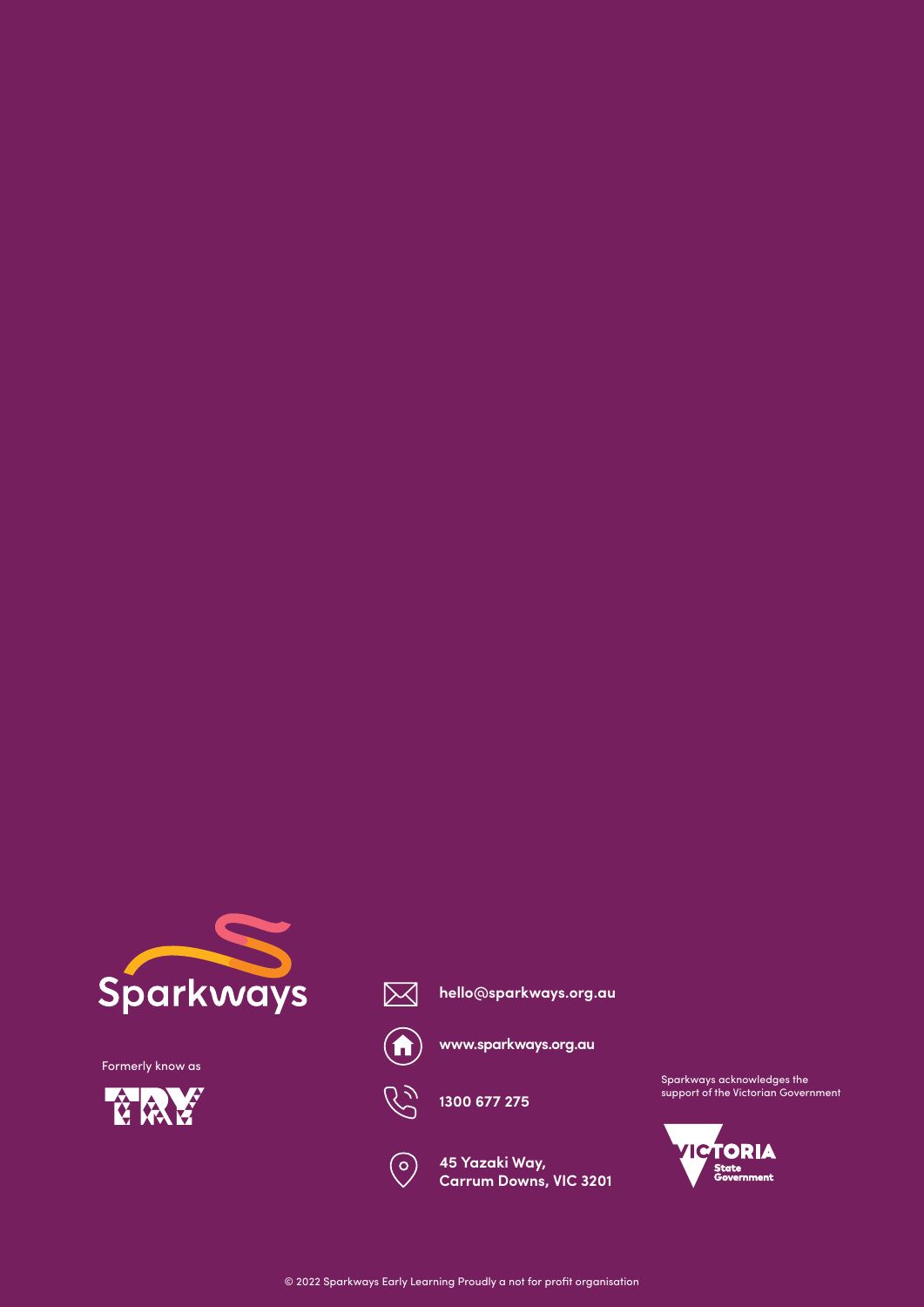Sparkways

Formerly know as

hello@sparkways.org.au

www.sparkways.org.au

1300 677 275

45 Yazaki Way,
Carrum Downs, VIC 3201

Sparkways acknowledges the support of the Victorian Government

© 2022 Sparkways Early Learning Proudly a not for profit organisation